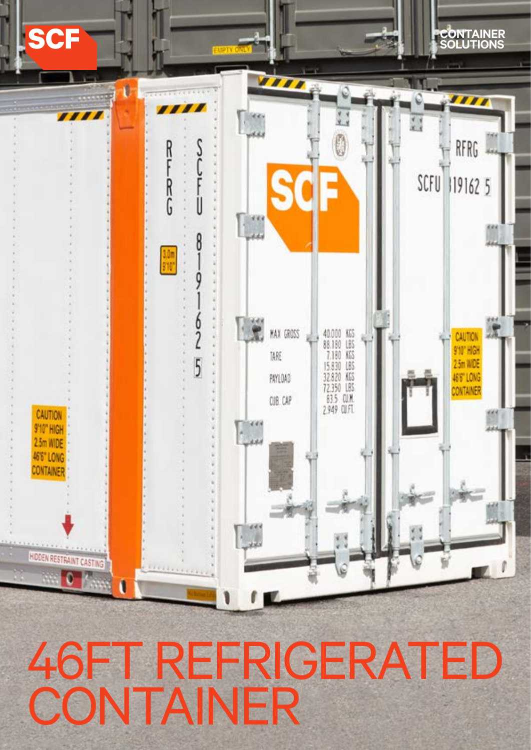SCF

CONTAINER SOLUTIONS

# 46FT REFRIGERATED CONTAINER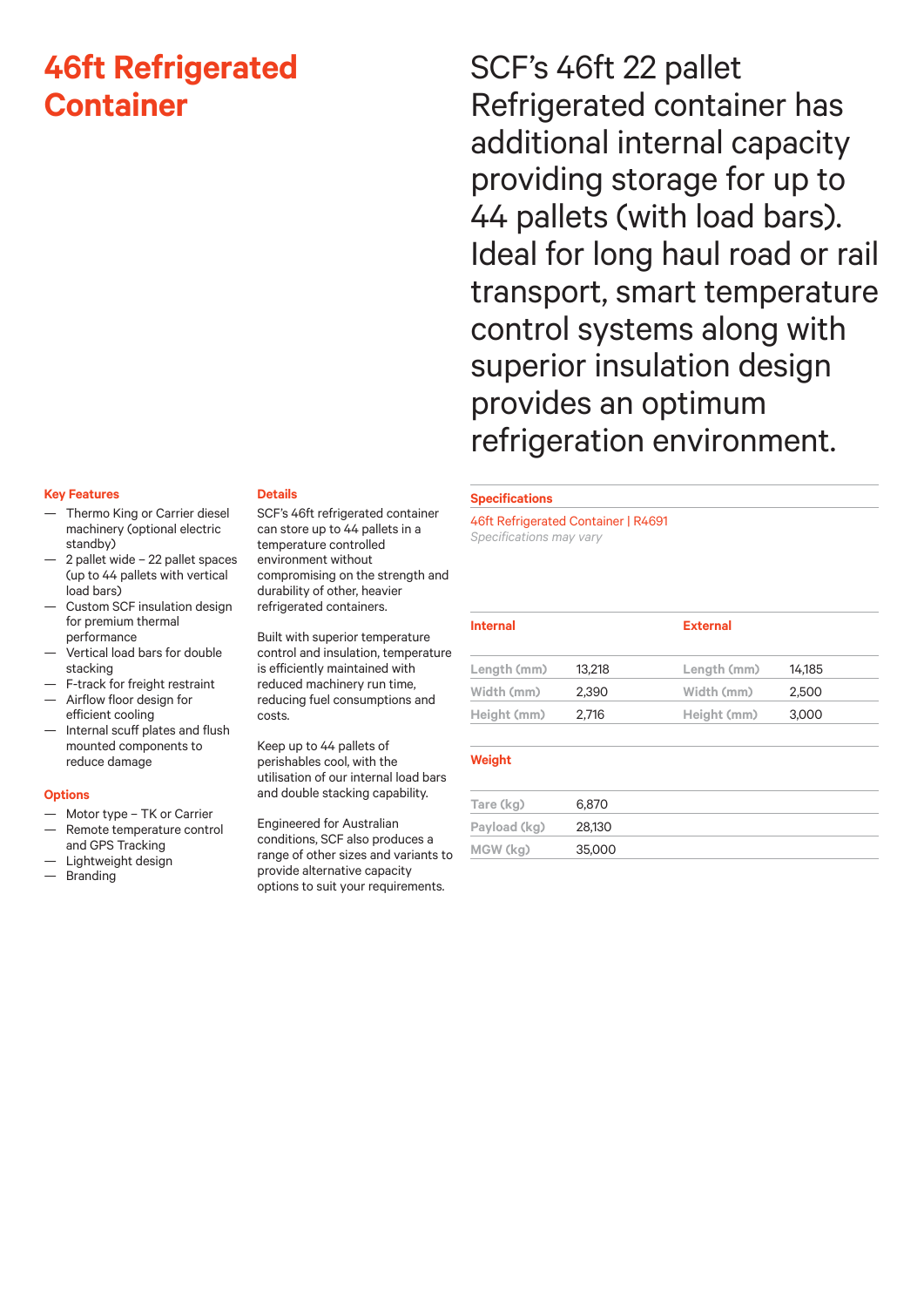# 46ft Refrigerated Container

SCF's 46ft 22 pallet Refrigerated container has additional internal capacity providing storage for up to 44 pallets (with load bars). Ideal for long haul road or rail transport, smart temperature control systems along with superior insulation design provides an optimum refrigeration environment.

### Key Features

- Thermo King or Carrier diesel machinery (optional electric standby)
- 2 pallet wide – 22 pallet spaces (up to 44 pallets with vertical load bars)
- Custom SCF insulation design for premium thermal performance
- Vertical load bars for double stacking
- F-track for freight restraint
- Airflow floor design for efficient cooling
- Internal scuff plates and flush mounted components to reduce damage

### Options

- Motor type – TK or Carrier
- Remote temperature control and GPS Tracking
- Lightweight design
- Branding

### Details

SCF's 46ft refrigerated container can store up to 44 pallets in a temperature controlled environment without compromising on the strength and durability of other, heavier refrigerated containers.

Built with superior temperature control and insulation, temperature is efficiently maintained with reduced machinery run time, reducing fuel consumptions and costs.

Keep up to 44 pallets of perishables cool, with the utilisation of our internal load bars and double stacking capability.

Engineered for Australian conditions, SCF also produces a range of other sizes and variants to provide alternative capacity options to suit your requirements.

### Specifications

46ft Refrigerated Container | R4691

*Specifications may vary*

| Internal | | External | |
|---|---|---|---|
| Length (mm) | 13,218 | Length (mm) | 14,185 |
| Width (mm) | 2,390 | Width (mm) | 2,500 |
| Height (mm) | 2,716 | Height (mm) | 3,000 |

| Weight | |
|---|---|
| Tare (kg) | 6,870 |
| Payload (kg) | 28,130 |
| MGW (kg) | 35,000 |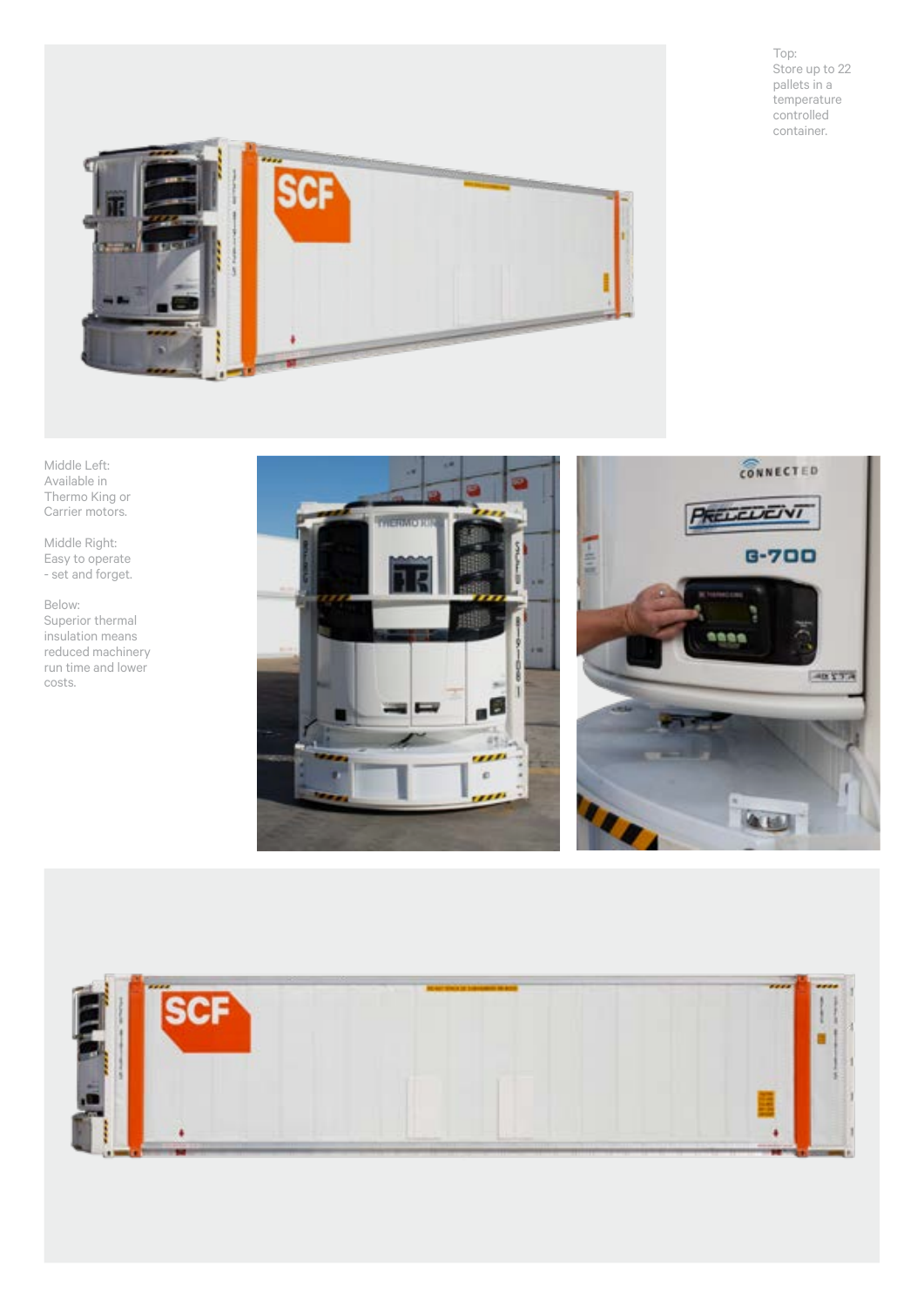Top:
Store up to 22 pallets in a temperature controlled container.

Middle Left:
Available in Thermo King or Carrier motors.

Middle Right:
Easy to operate - set and forget.

Below:
Superior thermal insulation means reduced machinery run time and lower costs.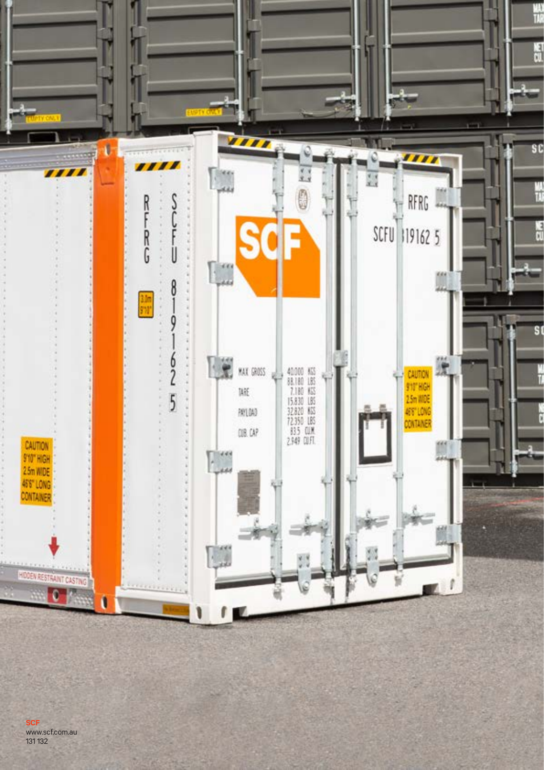SCF
www.scf.com.au
131 132